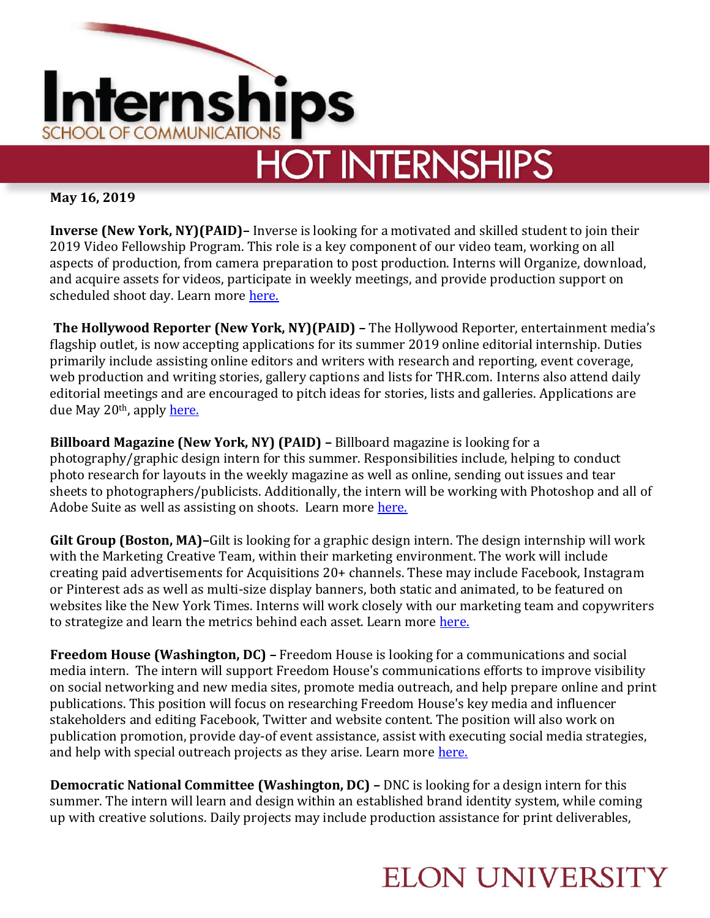# Internships

SCHOOL OF COMMUNICATIONS

## HOT INTERNSHIPS

**May 16, 2019**

**Inverse (New York, NY)(PAID)–** Inverse is looking for a motivated and skilled student to join their 2019 Video Fellowship Program. This role is a key component of our video team, working on all aspects of production, from camera preparation to post production. Interns will Organize, download, and acquire assets for videos, participate in weekly meetings, and provide production support on scheduled shoot day. Learn more here.

**The Hollywood Reporter (New York, NY)(PAID) –** The Hollywood Reporter, entertainment media's flagship outlet, is now accepting applications for its summer 2019 online editorial internship. Duties primarily include assisting online editors and writers with research and reporting, event coverage, web production and writing stories, gallery captions and lists for THR.com. Interns also attend daily editorial meetings and are encouraged to pitch ideas for stories, lists and galleries. Applications are due May 20th, apply here.

**Billboard Magazine (New York, NY) (PAID) –** Billboard magazine is looking for a photography/graphic design intern for this summer. Responsibilities include, helping to conduct photo research for layouts in the weekly magazine as well as online, sending out issues and tear sheets to photographers/publicists. Additionally, the intern will be working with Photoshop and all of Adobe Suite as well as assisting on shoots. Learn more here.

**Gilt Group (Boston, MA)–**Gilt is looking for a graphic design intern. The design internship will work with the Marketing Creative Team, within their marketing environment. The work will include creating paid advertisements for Acquisitions 20+ channels. These may include Facebook, Instagram or Pinterest ads as well as multi-size display banners, both static and animated, to be featured on websites like the New York Times. Interns will work closely with our marketing team and copywriters to strategize and learn the metrics behind each asset. Learn more here.

**Freedom House (Washington, DC) –** Freedom House is looking for a communications and social media intern. The intern will support Freedom House's communications efforts to improve visibility on social networking and new media sites, promote media outreach, and help prepare online and print publications. This position will focus on researching Freedom House's key media and influencer stakeholders and editing Facebook, Twitter and website content. The position will also work on publication promotion, provide day-of event assistance, assist with executing social media strategies, and help with special outreach projects as they arise. Learn more here.

**Democratic National Committee (Washington, DC) –** DNC is looking for a design intern for this summer. The intern will learn and design within an established brand identity system, while coming up with creative solutions. Daily projects may include production assistance for print deliverables,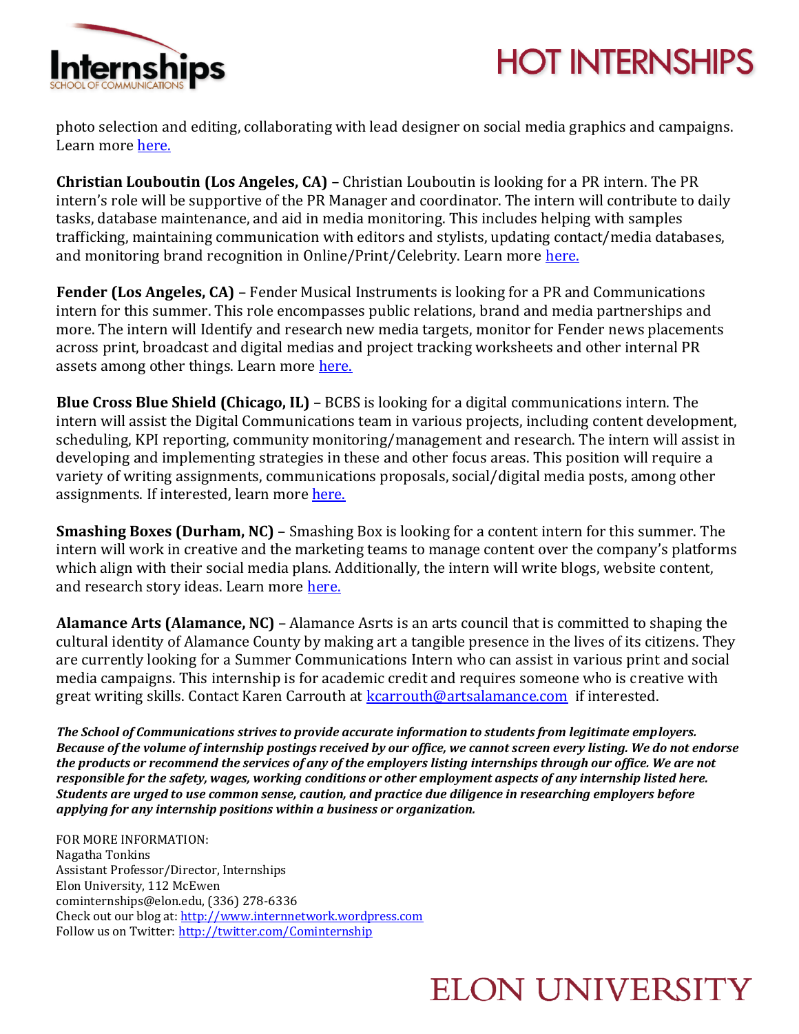photo selection and editing, collaborating with lead designer on social media graphics and campaigns. Learn more here.

**Christian Louboutin (Los Angeles, CA) –** Christian Louboutin is looking for a PR intern. The PR intern's role will be supportive of the PR Manager and coordinator. The intern will contribute to daily tasks, database maintenance, and aid in media monitoring. This includes helping with samples trafficking, maintaining communication with editors and stylists, updating contact/media databases, and monitoring brand recognition in Online/Print/Celebrity. Learn more here.

**Fender (Los Angeles, CA)** – Fender Musical Instruments is looking for a PR and Communications intern for this summer. This role encompasses public relations, brand and media partnerships and more. The intern will Identify and research new media targets, monitor for Fender news placements across print, broadcast and digital medias and project tracking worksheets and other internal PR assets among other things. Learn more here.

**Blue Cross Blue Shield (Chicago, IL)** – BCBS is looking for a digital communications intern. The intern will assist the Digital Communications team in various projects, including content development, scheduling, KPI reporting, community monitoring/management and research. The intern will assist in developing and implementing strategies in these and other focus areas. This position will require a variety of writing assignments, communications proposals, social/digital media posts, among other assignments. If interested, learn more here.

**Smashing Boxes (Durham, NC)** – Smashing Box is looking for a content intern for this summer. The intern will work in creative and the marketing teams to manage content over the company's platforms which align with their social media plans. Additionally, the intern will write blogs, website content, and research story ideas. Learn more here.

**Alamance Arts (Alamance, NC)** – Alamance Asrts is an arts council that is committed to shaping the cultural identity of Alamance County by making art a tangible presence in the lives of its citizens. They are currently looking for a Summer Communications Intern who can assist in various print and social media campaigns. This internship is for academic credit and requires someone who is creative with great writing skills. Contact Karen Carrouth at kcarrouth@artsalamance.com if interested.

***The School of Communications strives to provide accurate information to students from legitimate employers. Because of the volume of internship postings received by our office, we cannot screen every listing. We do not endorse the products or recommend the services of any of the employers listing internships through our office. We are not responsible for the safety, wages, working conditions or other employment aspects of any internship listed here. Students are urged to use common sense, caution, and practice due diligence in researching employers before applying for any internship positions within a business or organization.***

FOR MORE INFORMATION:
Nagatha Tonkins
Assistant Professor/Director, Internships
Elon University, 112 McEwen
cominternships@elon.edu, (336) 278-6336
Check out our blog at: http://www.internnetwork.wordpress.com
Follow us on Twitter: http://twitter.com/Cominternship